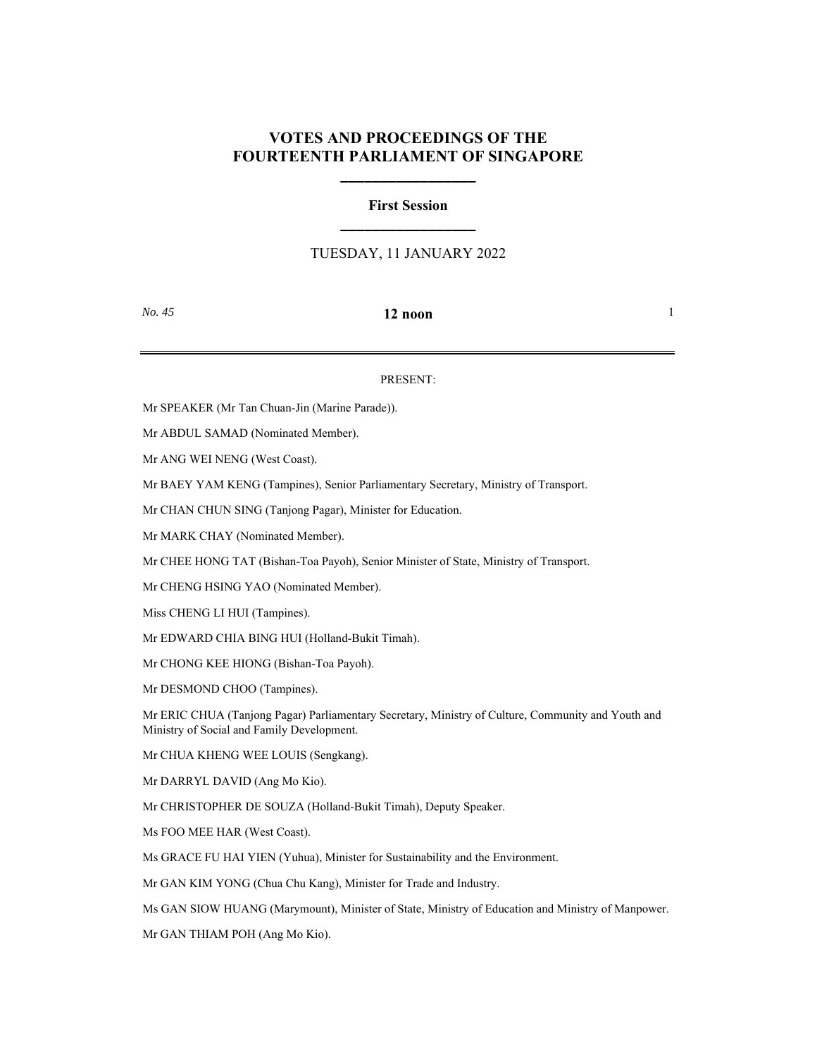# VOTES AND PROCEEDINGS OF THE FOURTEENTH PARLIAMENT OF SINGAPORE

## First Session

TUESDAY, 11 JANUARY 2022

*No. 45* **12 noon**

PRESENT:

Mr SPEAKER (Mr Tan Chuan-Jin (Marine Parade)).

Mr ABDUL SAMAD (Nominated Member).

Mr ANG WEI NENG (West Coast).

Mr BAEY YAM KENG (Tampines), Senior Parliamentary Secretary, Ministry of Transport.

Mr CHAN CHUN SING (Tanjong Pagar), Minister for Education.

Mr MARK CHAY (Nominated Member).

Mr CHEE HONG TAT (Bishan-Toa Payoh), Senior Minister of State, Ministry of Transport.

Mr CHENG HSING YAO (Nominated Member).

Miss CHENG LI HUI (Tampines).

Mr EDWARD CHIA BING HUI (Holland-Bukit Timah).

Mr CHONG KEE HIONG (Bishan-Toa Payoh).

Mr DESMOND CHOO (Tampines).

Mr ERIC CHUA (Tanjong Pagar) Parliamentary Secretary, Ministry of Culture, Community and Youth and Ministry of Social and Family Development.

Mr CHUA KHENG WEE LOUIS (Sengkang).

Mr DARRYL DAVID (Ang Mo Kio).

Mr CHRISTOPHER DE SOUZA (Holland-Bukit Timah), Deputy Speaker.

Ms FOO MEE HAR (West Coast).

Ms GRACE FU HAI YIEN (Yuhua), Minister for Sustainability and the Environment.

Mr GAN KIM YONG (Chua Chu Kang), Minister for Trade and Industry.

Ms GAN SIOW HUANG (Marymount), Minister of State, Ministry of Education and Ministry of Manpower.

Mr GAN THIAM POH (Ang Mo Kio).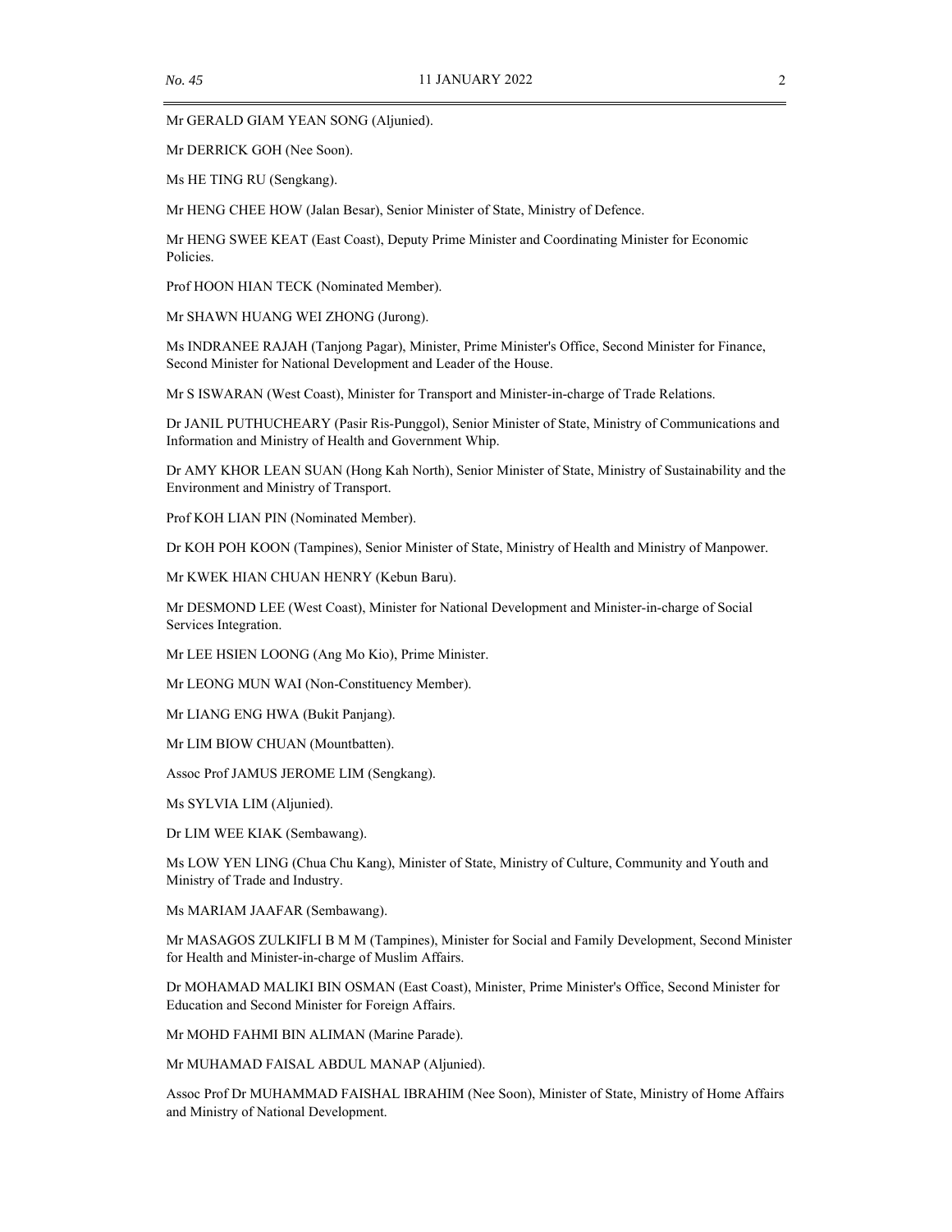Mr GERALD GIAM YEAN SONG (Aljunied).

Mr DERRICK GOH (Nee Soon).

Ms HE TING RU (Sengkang).

Mr HENG CHEE HOW (Jalan Besar), Senior Minister of State, Ministry of Defence.

Mr HENG SWEE KEAT (East Coast), Deputy Prime Minister and Coordinating Minister for Economic Policies.

Prof HOON HIAN TECK (Nominated Member).

Mr SHAWN HUANG WEI ZHONG (Jurong).

Ms INDRANEE RAJAH (Tanjong Pagar), Minister, Prime Minister's Office, Second Minister for Finance, Second Minister for National Development and Leader of the House.

Mr S ISWARAN (West Coast), Minister for Transport and Minister-in-charge of Trade Relations.

Dr JANIL PUTHUCHEARY (Pasir Ris-Punggol), Senior Minister of State, Ministry of Communications and Information and Ministry of Health and Government Whip.

Dr AMY KHOR LEAN SUAN (Hong Kah North), Senior Minister of State, Ministry of Sustainability and the Environment and Ministry of Transport.

Prof KOH LIAN PIN (Nominated Member).

Dr KOH POH KOON (Tampines), Senior Minister of State, Ministry of Health and Ministry of Manpower.

Mr KWEK HIAN CHUAN HENRY (Kebun Baru).

Mr DESMOND LEE (West Coast), Minister for National Development and Minister-in-charge of Social Services Integration.

Mr LEE HSIEN LOONG (Ang Mo Kio), Prime Minister.

Mr LEONG MUN WAI (Non-Constituency Member).

Mr LIANG ENG HWA (Bukit Panjang).

Mr LIM BIOW CHUAN (Mountbatten).

Assoc Prof JAMUS JEROME LIM (Sengkang).

Ms SYLVIA LIM (Aljunied).

Dr LIM WEE KIAK (Sembawang).

Ms LOW YEN LING (Chua Chu Kang), Minister of State, Ministry of Culture, Community and Youth and Ministry of Trade and Industry.

Ms MARIAM JAAFAR (Sembawang).

Mr MASAGOS ZULKIFLI B M M (Tampines), Minister for Social and Family Development, Second Minister for Health and Minister-in-charge of Muslim Affairs.

Dr MOHAMAD MALIKI BIN OSMAN (East Coast), Minister, Prime Minister's Office, Second Minister for Education and Second Minister for Foreign Affairs.

Mr MOHD FAHMI BIN ALIMAN (Marine Parade).

Mr MUHAMAD FAISAL ABDUL MANAP (Aljunied).

Assoc Prof Dr MUHAMMAD FAISHAL IBRAHIM (Nee Soon), Minister of State, Ministry of Home Affairs and Ministry of National Development.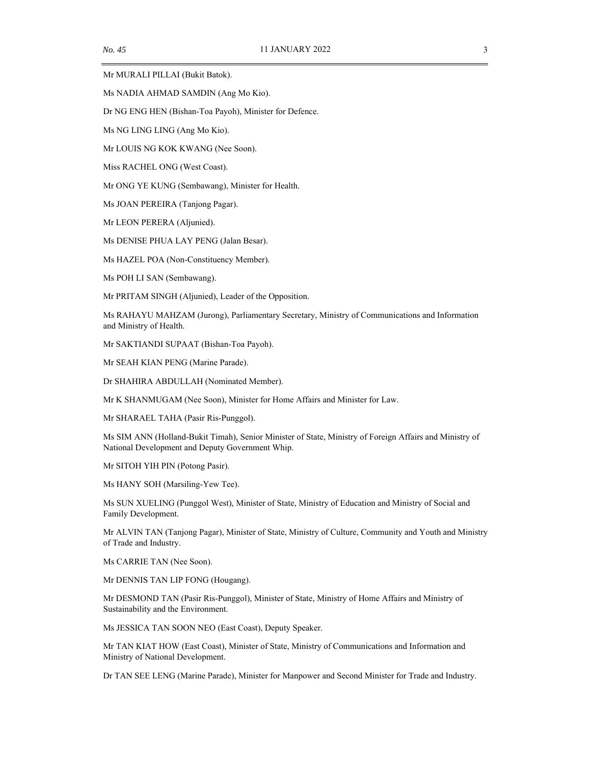Mr MURALI PILLAI (Bukit Batok).

Ms NADIA AHMAD SAMDIN (Ang Mo Kio).

Dr NG ENG HEN (Bishan-Toa Payoh), Minister for Defence.

Ms NG LING LING (Ang Mo Kio).

Mr LOUIS NG KOK KWANG (Nee Soon).

Miss RACHEL ONG (West Coast).

Mr ONG YE KUNG (Sembawang), Minister for Health.

Ms JOAN PEREIRA (Tanjong Pagar).

Mr LEON PERERA (Aljunied).

Ms DENISE PHUA LAY PENG (Jalan Besar).

Ms HAZEL POA (Non-Constituency Member).

Ms POH LI SAN (Sembawang).

Mr PRITAM SINGH (Aljunied), Leader of the Opposition.

Ms RAHAYU MAHZAM (Jurong), Parliamentary Secretary, Ministry of Communications and Information and Ministry of Health.

Mr SAKTIANDI SUPAAT (Bishan-Toa Payoh).

Mr SEAH KIAN PENG (Marine Parade).

Dr SHAHIRA ABDULLAH (Nominated Member).

Mr K SHANMUGAM (Nee Soon), Minister for Home Affairs and Minister for Law.

Mr SHARAEL TAHA (Pasir Ris-Punggol).

Ms SIM ANN (Holland-Bukit Timah), Senior Minister of State, Ministry of Foreign Affairs and Ministry of National Development and Deputy Government Whip.

Mr SITOH YIH PIN (Potong Pasir).

Ms HANY SOH (Marsiling-Yew Tee).

Ms SUN XUELING (Punggol West), Minister of State, Ministry of Education and Ministry of Social and Family Development.

Mr ALVIN TAN (Tanjong Pagar), Minister of State, Ministry of Culture, Community and Youth and Ministry of Trade and Industry.

Ms CARRIE TAN (Nee Soon).

Mr DENNIS TAN LIP FONG (Hougang).

Mr DESMOND TAN (Pasir Ris-Punggol), Minister of State, Ministry of Home Affairs and Ministry of Sustainability and the Environment.

Ms JESSICA TAN SOON NEO (East Coast), Deputy Speaker.

Mr TAN KIAT HOW (East Coast), Minister of State, Ministry of Communications and Information and Ministry of National Development.

Dr TAN SEE LENG (Marine Parade), Minister for Manpower and Second Minister for Trade and Industry.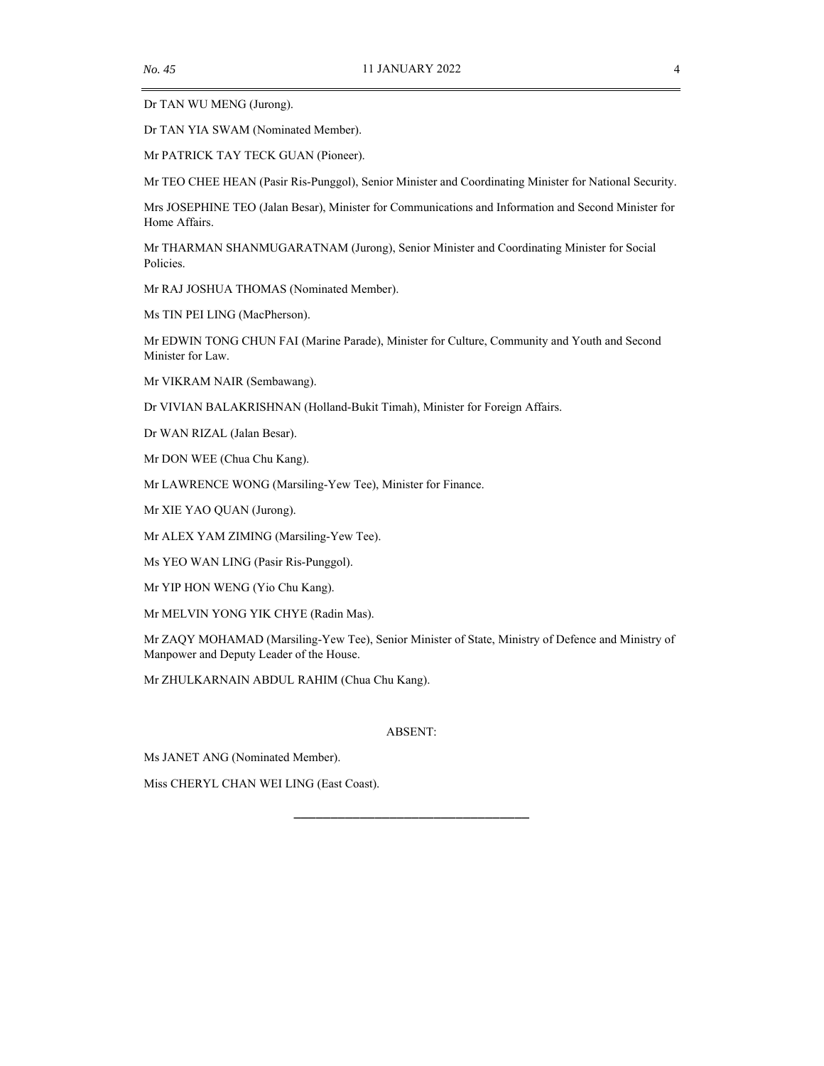Dr TAN WU MENG (Jurong).

Dr TAN YIA SWAM (Nominated Member).

Mr PATRICK TAY TECK GUAN (Pioneer).

Mr TEO CHEE HEAN (Pasir Ris-Punggol), Senior Minister and Coordinating Minister for National Security.

Mrs JOSEPHINE TEO (Jalan Besar), Minister for Communications and Information and Second Minister for Home Affairs.

Mr THARMAN SHANMUGARATNAM (Jurong), Senior Minister and Coordinating Minister for Social Policies.

Mr RAJ JOSHUA THOMAS (Nominated Member).

Ms TIN PEI LING (MacPherson).

Mr EDWIN TONG CHUN FAI (Marine Parade), Minister for Culture, Community and Youth and Second Minister for Law.

Mr VIKRAM NAIR (Sembawang).

Dr VIVIAN BALAKRISHNAN (Holland-Bukit Timah), Minister for Foreign Affairs.

Dr WAN RIZAL (Jalan Besar).

Mr DON WEE (Chua Chu Kang).

Mr LAWRENCE WONG (Marsiling-Yew Tee), Minister for Finance.

Mr XIE YAO QUAN (Jurong).

Mr ALEX YAM ZIMING (Marsiling-Yew Tee).

Ms YEO WAN LING (Pasir Ris-Punggol).

Mr YIP HON WENG (Yio Chu Kang).

Mr MELVIN YONG YIK CHYE (Radin Mas).

Mr ZAQY MOHAMAD (Marsiling-Yew Tee), Senior Minister of State, Ministry of Defence and Ministry of Manpower and Deputy Leader of the House.

Mr ZHULKARNAIN ABDUL RAHIM (Chua Chu Kang).

ABSENT:

Ms JANET ANG (Nominated Member).

Miss CHERYL CHAN WEI LING (East Coast).

---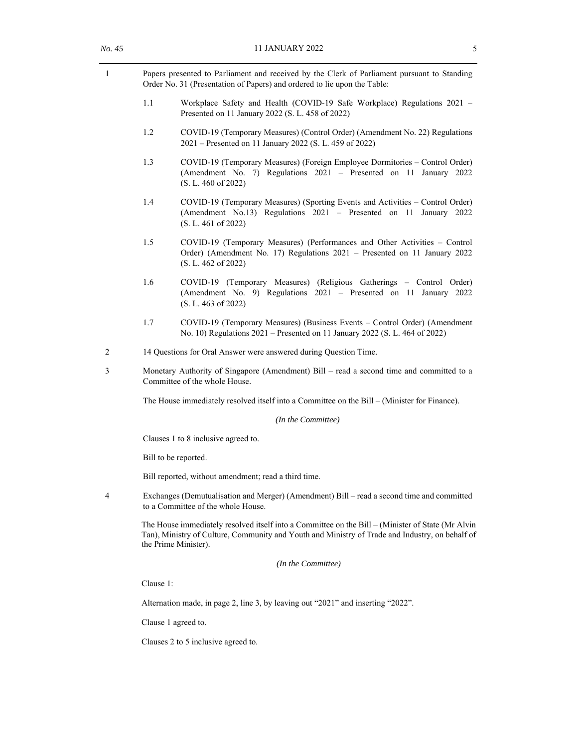1 Papers presented to Parliament and received by the Clerk of Parliament pursuant to Standing Order No. 31 (Presentation of Papers) and ordered to lie upon the Table:

1.1 Workplace Safety and Health (COVID-19 Safe Workplace) Regulations 2021 – Presented on 11 January 2022 (S. L. 458 of 2022)

1.2 COVID-19 (Temporary Measures) (Control Order) (Amendment No. 22) Regulations 2021 – Presented on 11 January 2022 (S. L. 459 of 2022)

1.3 COVID-19 (Temporary Measures) (Foreign Employee Dormitories – Control Order) (Amendment No. 7) Regulations 2021 – Presented on 11 January 2022 (S. L. 460 of 2022)

1.4 COVID-19 (Temporary Measures) (Sporting Events and Activities – Control Order) (Amendment No.13) Regulations 2021 – Presented on 11 January 2022 (S. L. 461 of 2022)

1.5 COVID-19 (Temporary Measures) (Performances and Other Activities – Control Order) (Amendment No. 17) Regulations 2021 – Presented on 11 January 2022 (S. L. 462 of 2022)

1.6 COVID-19 (Temporary Measures) (Religious Gatherings – Control Order) (Amendment No. 9) Regulations 2021 – Presented on 11 January 2022 (S. L. 463 of 2022)

1.7 COVID-19 (Temporary Measures) (Business Events – Control Order) (Amendment No. 10) Regulations 2021 – Presented on 11 January 2022 (S. L. 464 of 2022)

2 14 Questions for Oral Answer were answered during Question Time.

3 Monetary Authority of Singapore (Amendment) Bill – read a second time and committed to a Committee of the whole House.

The House immediately resolved itself into a Committee on the Bill – (Minister for Finance).

*(In the Committee)*

Clauses 1 to 8 inclusive agreed to.

Bill to be reported.

Bill reported, without amendment; read a third time.

4 Exchanges (Demutualisation and Merger) (Amendment) Bill – read a second time and committed to a Committee of the whole House.

The House immediately resolved itself into a Committee on the Bill – (Minister of State (Mr Alvin Tan), Ministry of Culture, Community and Youth and Ministry of Trade and Industry, on behalf of the Prime Minister).

*(In the Committee)*

Clause 1:

Alternation made, in page 2, line 3, by leaving out "2021" and inserting "2022".

Clause 1 agreed to.

Clauses 2 to 5 inclusive agreed to.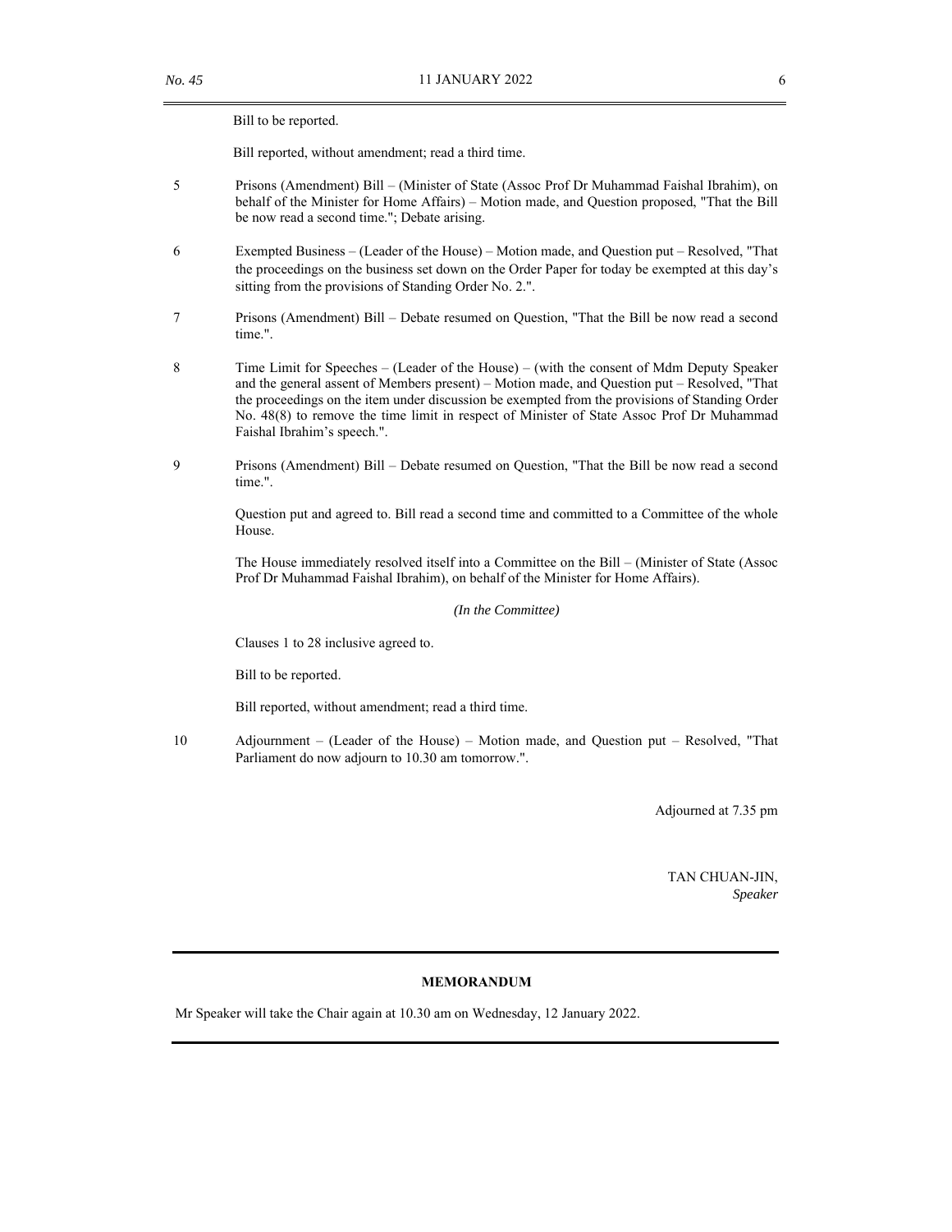Bill to be reported.

Bill reported, without amendment; read a third time.

5 Prisons (Amendment) Bill – (Minister of State (Assoc Prof Dr Muhammad Faishal Ibrahim), on behalf of the Minister for Home Affairs) – Motion made, and Question proposed, "That the Bill be now read a second time."; Debate arising.

6 Exempted Business – (Leader of the House) – Motion made, and Question put – Resolved, "That the proceedings on the business set down on the Order Paper for today be exempted at this day's sitting from the provisions of Standing Order No. 2.".

7 Prisons (Amendment) Bill – Debate resumed on Question, "That the Bill be now read a second time.".

8 Time Limit for Speeches – (Leader of the House) – (with the consent of Mdm Deputy Speaker and the general assent of Members present) – Motion made, and Question put – Resolved, "That the proceedings on the item under discussion be exempted from the provisions of Standing Order No. 48(8) to remove the time limit in respect of Minister of State Assoc Prof Dr Muhammad Faishal Ibrahim's speech.".

9 Prisons (Amendment) Bill – Debate resumed on Question, "That the Bill be now read a second time.".

Question put and agreed to. Bill read a second time and committed to a Committee of the whole House.

The House immediately resolved itself into a Committee on the Bill – (Minister of State (Assoc Prof Dr Muhammad Faishal Ibrahim), on behalf of the Minister for Home Affairs).

*(In the Committee)*

Clauses 1 to 28 inclusive agreed to.

Bill to be reported.

Bill reported, without amendment; read a third time.

10 Adjournment – (Leader of the House) – Motion made, and Question put – Resolved, "That Parliament do now adjourn to 10.30 am tomorrow.".

Adjourned at 7.35 pm

TAN CHUAN-JIN,
*Speaker*

---

**MEMORANDUM**

Mr Speaker will take the Chair again at 10.30 am on Wednesday, 12 January 2022.

---